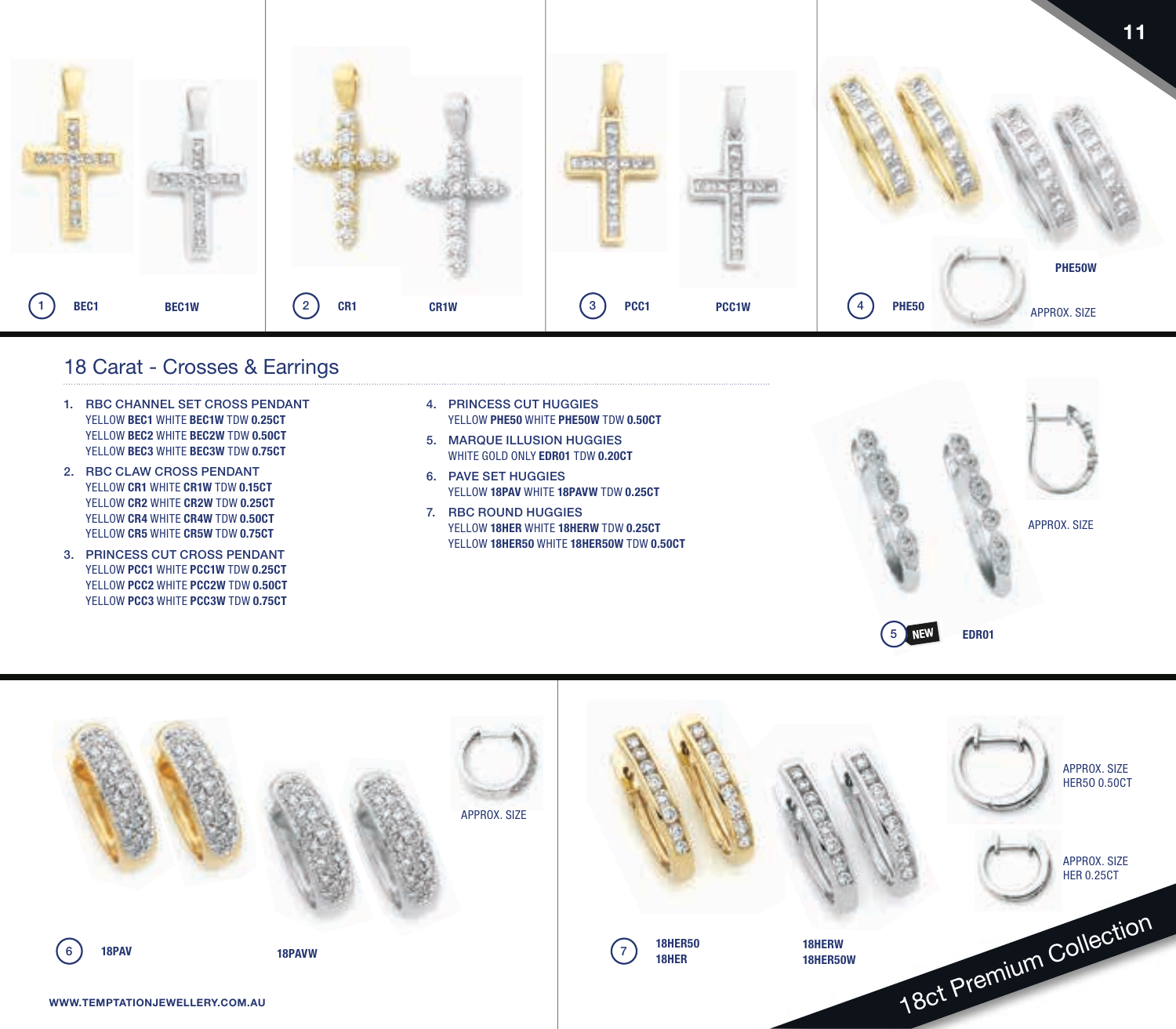1 BEC1 BEC1W

2 CR1 CR1W

3 PCC1 PCC1W

4 PHE50 PHE50W APPROX. SIZE

## 18 Carat - Crosses & Earrings

1. RBC CHANNEL SET CROSS PENDANT
   YELLOW **BEC1** WHITE **BEC1W** TDW **0.25CT**
   YELLOW **BEC2** WHITE **BEC2W** TDW **0.50CT**
   YELLOW **BEC3** WHITE **BEC3W** TDW **0.75CT**
2. RBC CLAW CROSS PENDANT
   YELLOW **CR1** WHITE **CR1W** TDW **0.15CT**
   YELLOW **CR2** WHITE **CR2W** TDW **0.25CT**
   YELLOW **CR4** WHITE **CR4W** TDW **0.50CT**
   YELLOW **CR5** WHITE **CR5W** TDW **0.75CT**
3. PRINCESS CUT CROSS PENDANT
   YELLOW **PCC1** WHITE **PCC1W** TDW **0.25CT**
   YELLOW **PCC2** WHITE **PCC2W** TDW **0.50CT**
   YELLOW **PCC3** WHITE **PCC3W** TDW **0.75CT**
4. PRINCESS CUT HUGGIES
   YELLOW **PHE50** WHITE **PHE50W** TDW **0.50CT**
5. MARQUE ILLUSION HUGGIES
   WHITE GOLD ONLY **EDR01** TDW **0.20CT**
6. PAVE SET HUGGIES
   YELLOW **18PAV** WHITE **18PAVW** TDW **0.25CT**
7. RBC ROUND HUGGIES
   YELLOW **18HER** WHITE **18HERW** TDW **0.25CT**
   YELLOW **18HER50** WHITE **18HER50W** TDW **0.50CT**

APPROX. SIZE

5 NEW EDR01

APPROX. SIZE

6 18PAV 18PAVW

7 18HER50 18HER 18HERW 18HER50W

APPROX. SIZE HER50 0.50CT

APPROX. SIZE HER 0.25CT

18ct Premium Collection

WWW.TEMPTATIONJEWELLERY.COM.AU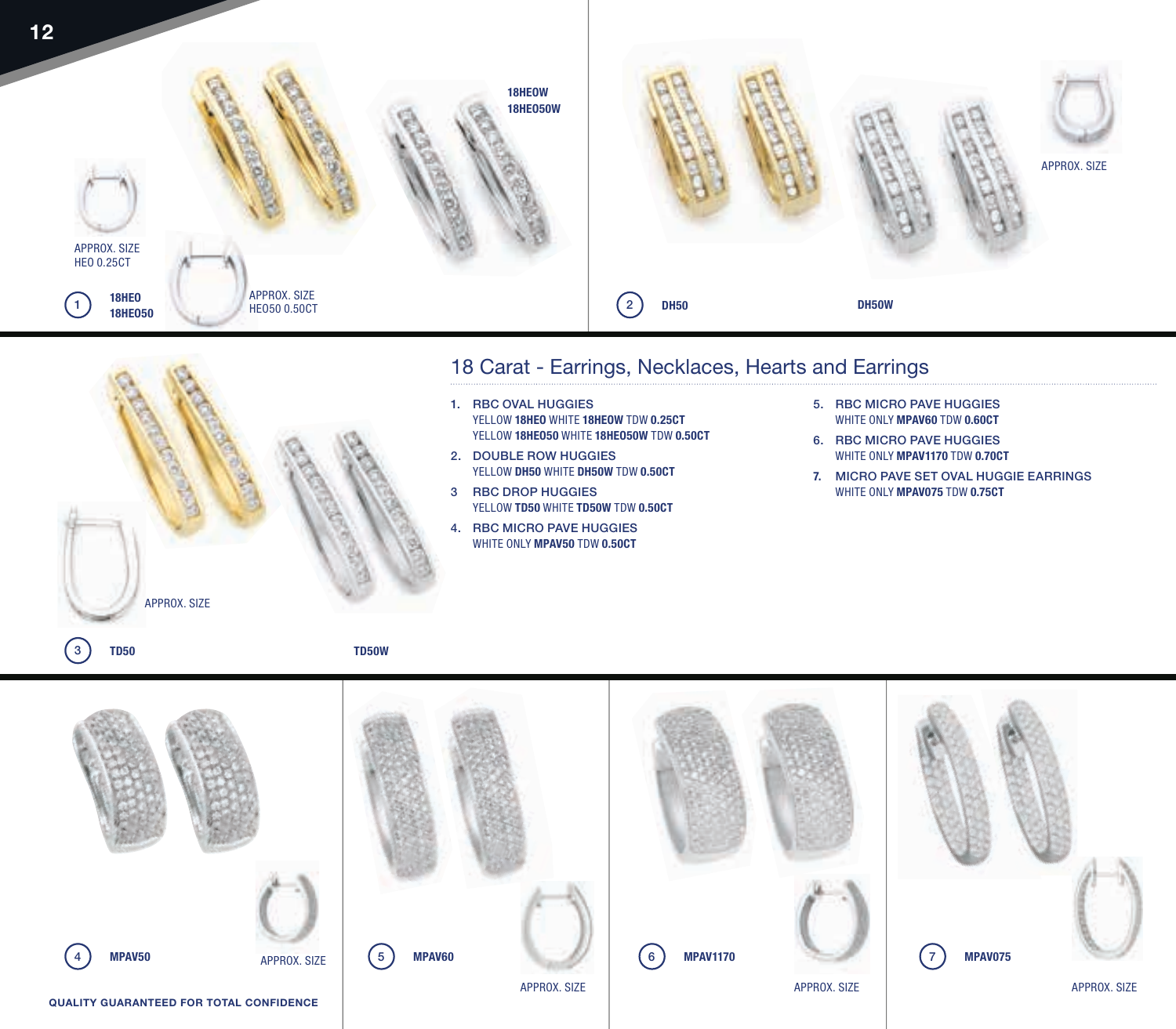## 18 Carat - Earrings, Necklaces, Hearts and Earrings

1. RBC OVAL HUGGIES
   YELLOW **18HEO** WHITE **18HEOW** TDW **0.25CT**
   YELLOW **18HEO50** WHITE **18HEO50W** TDW **0.50CT**
2. DOUBLE ROW HUGGIES
   YELLOW **DH50** WHITE **DH50W** TDW **0.50CT**
3. RBC DROP HUGGIES
   YELLOW **TD50** WHITE **TD50W** TDW **0.50CT**
4. RBC MICRO PAVE HUGGIES
   WHITE ONLY **MPAV50** TDW **0.50CT**
5. RBC MICRO PAVE HUGGIES
   WHITE ONLY **MPAV60** TDW **0.60CT**
6. RBC MICRO PAVE HUGGIES
   WHITE ONLY **MPAV1170** TDW **0.70CT**
7. MICRO PAVE SET OVAL HUGGIE EARRINGS
   WHITE ONLY **MPAV075** TDW **0.75CT**

1 **18HEO** **18HEO50**
APPROX. SIZE HEO 0.25CT
APPROX. SIZE HEO50 0.50CT
**18HEOW** **18HEO50W**

2 **DH50** **DH50W**
APPROX. SIZE

3 **TD50** **TD50W**
APPROX. SIZE

4 **MPAV50**
APPROX. SIZE

5 **MPAV60**
APPROX. SIZE

6 **MPAV1170**
APPROX. SIZE

7 **MPAV075**
APPROX. SIZE

**QUALITY GUARANTEED FOR TOTAL CONFIDENCE**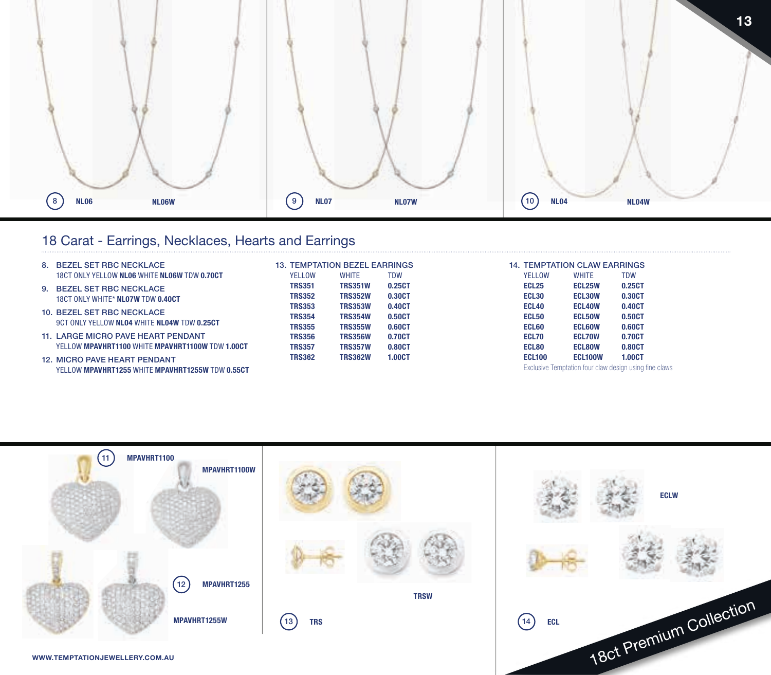8 NL06 NL06W

9 NL07 NL07W

10 NL04 NL04W

## 18 Carat - Earrings, Necklaces, Hearts and Earrings

8. BEZEL SET RBC NECKLACE
   18CT ONLY YELLOW **NL06** WHITE **NL06W** TDW **0.70CT**

9. BEZEL SET RBC NECKLACE
   18CT ONLY WHITE* **NL07W** TDW **0.40CT**

10. BEZEL SET RBC NECKLACE
    9CT ONLY YELLOW **NL04** WHITE **NL04W** TDW **0.25CT**

11. LARGE MICRO PAVE HEART PENDANT
    YELLOW **MPAVHRT1100** WHITE **MPAVHRT1100W** TDW **1.00CT**

12. MICRO PAVE HEART PENDANT
    YELLOW **MPAVHRT1255** WHITE **MPAVHRT1255W** TDW **0.55CT**

13. TEMPTATION BEZEL EARRINGS

| YELLOW | WHITE | TDW |
|---|---|---|
| **TRS351** | **TRS351W** | **0.25CT** |
| **TRS352** | **TRS352W** | **0.30CT** |
| **TRS353** | **TRS353W** | **0.40CT** |
| **TRS354** | **TRS354W** | **0.50CT** |
| **TRS355** | **TRS355W** | **0.60CT** |
| **TRS356** | **TRS356W** | **0.70CT** |
| **TRS357** | **TRS357W** | **0.80CT** |
| **TRS362** | **TRS362W** | **1.00CT** |

14. TEMPTATION CLAW EARRINGS

| YELLOW | WHITE | TDW |
|---|---|---|
| **ECL25** | **ECL25W** | **0.25CT** |
| **ECL30** | **ECL30W** | **0.30CT** |
| **ECL40** | **ECL40W** | **0.40CT** |
| **ECL50** | **ECL50W** | **0.50CT** |
| **ECL60** | **ECL60W** | **0.60CT** |
| **ECL70** | **ECL70W** | **0.70CT** |
| **ECL80** | **ECL80W** | **0.80CT** |
| **ECL100** | **ECL100W** | **1.00CT** |

Exclusive Temptation four claw design using fine claws

11 MPAVHRT1100 MPAVHRT1100W

12 MPAVHRT1255 MPAVHRT1255W

13 TRS TRSW

14 ECL ECLW

WWW.TEMPTATIONJEWELLERY.COM.AU

18ct Premium Collection